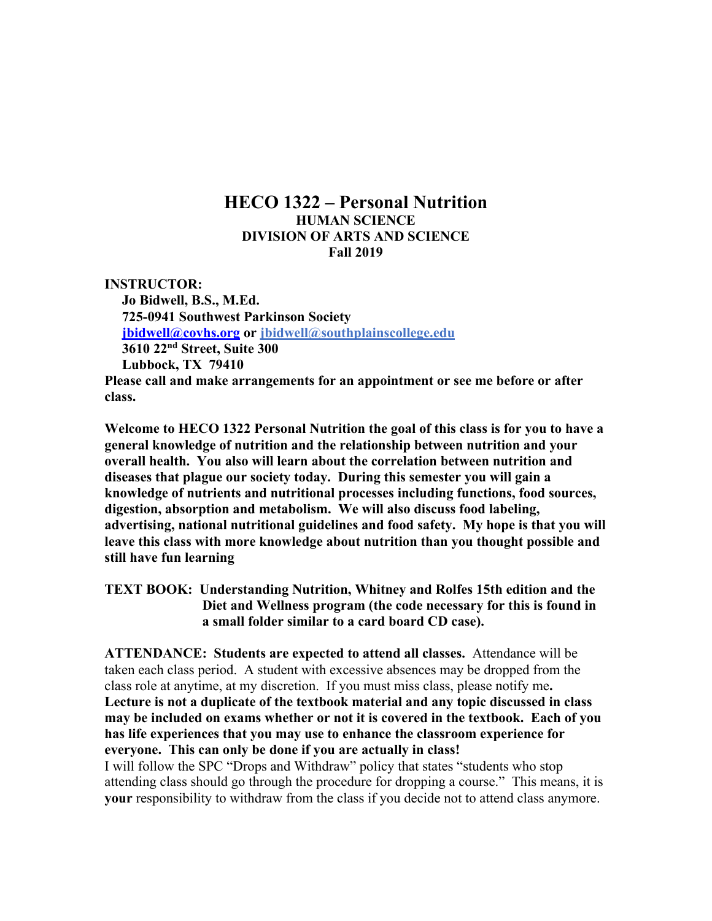# HECO 1322 – Personal Nutrition

**HUMAN SCIENCE**
**DIVISION OF ARTS AND SCIENCE**
**Fall 2019**

**INSTRUCTOR:**

**Jo Bidwell, B.S., M.Ed.**
**725-0941 Southwest Parkinson Society**
**jbidwell@covhs.org or jbidwell@southplainscollege.edu**
**3610 22nd Street, Suite 300**
**Lubbock, TX 79410**

**Please call and make arrangements for an appointment or see me before or after class.**

**Welcome to HECO 1322 Personal Nutrition the goal of this class is for you to have a general knowledge of nutrition and the relationship between nutrition and your overall health. You also will learn about the correlation between nutrition and diseases that plague our society today. During this semester you will gain a knowledge of nutrients and nutritional processes including functions, food sources, digestion, absorption and metabolism. We will also discuss food labeling, advertising, national nutritional guidelines and food safety. My hope is that you will leave this class with more knowledge about nutrition than you thought possible and still have fun learning**

**TEXT BOOK: Understanding Nutrition, Whitney and Rolfes 15th edition and the Diet and Wellness program (the code necessary for this is found in a small folder similar to a card board CD case).**

**ATTENDANCE: Students are expected to attend all classes.** Attendance will be taken each class period. A student with excessive absences may be dropped from the class role at anytime, at my discretion. If you must miss class, please notify me**.** **Lecture is not a duplicate of the textbook material and any topic discussed in class may be included on exams whether or not it is covered in the textbook. Each of you has life experiences that you may use to enhance the classroom experience for everyone. This can only be done if you are actually in class!**

I will follow the SPC "Drops and Withdraw" policy that states "students who stop attending class should go through the procedure for dropping a course." This means, it is **your** responsibility to withdraw from the class if you decide not to attend class anymore.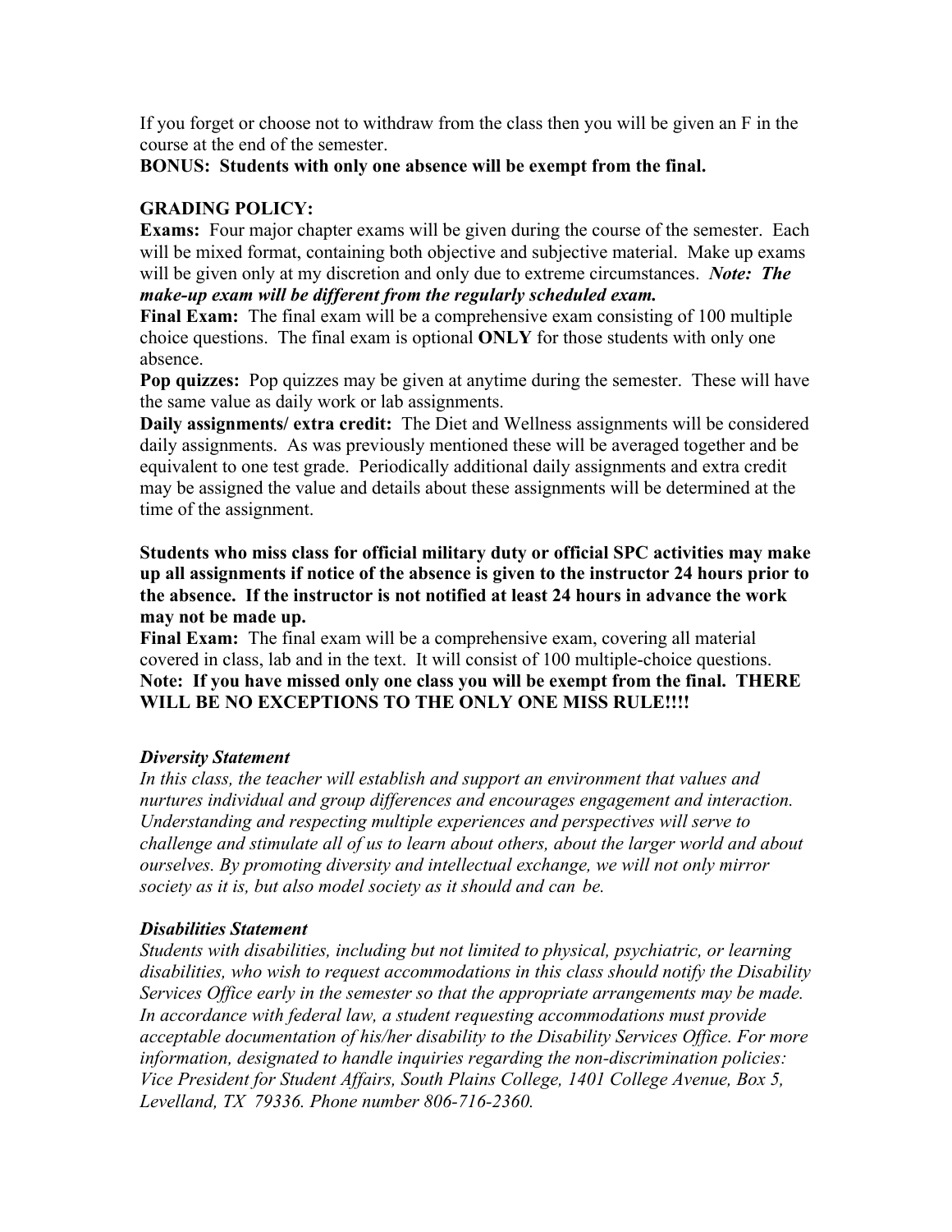If you forget or choose not to withdraw from the class then you will be given an F in the course at the end of the semester.

**BONUS: Students with only one absence will be exempt from the final.**

**GRADING POLICY:**

**Exams:** Four major chapter exams will be given during the course of the semester. Each will be mixed format, containing both objective and subjective material. Make up exams will be given only at my discretion and only due to extreme circumstances. ***Note: The make-up exam will be different from the regularly scheduled exam.***

**Final Exam:** The final exam will be a comprehensive exam consisting of 100 multiple choice questions. The final exam is optional **ONLY** for those students with only one absence.

**Pop quizzes:** Pop quizzes may be given at anytime during the semester. These will have the same value as daily work or lab assignments.

**Daily assignments/ extra credit:** The Diet and Wellness assignments will be considered daily assignments. As was previously mentioned these will be averaged together and be equivalent to one test grade. Periodically additional daily assignments and extra credit may be assigned the value and details about these assignments will be determined at the time of the assignment.

**Students who miss class for official military duty or official SPC activities may make up all assignments if notice of the absence is given to the instructor 24 hours prior to the absence. If the instructor is not notified at least 24 hours in advance the work may not be made up.**

**Final Exam:** The final exam will be a comprehensive exam, covering all material covered in class, lab and in the text. It will consist of 100 multiple-choice questions.

**Note: If you have missed only one class you will be exempt from the final. THERE WILL BE NO EXCEPTIONS TO THE ONLY ONE MISS RULE!!!!**

***Diversity Statement***

*In this class, the teacher will establish and support an environment that values and nurtures individual and group differences and encourages engagement and interaction. Understanding and respecting multiple experiences and perspectives will serve to challenge and stimulate all of us to learn about others, about the larger world and about ourselves. By promoting diversity and intellectual exchange, we will not only mirror society as it is, but also model society as it should and can be.*

***Disabilities Statement***

*Students with disabilities, including but not limited to physical, psychiatric, or learning disabilities, who wish to request accommodations in this class should notify the Disability Services Office early in the semester so that the appropriate arrangements may be made. In accordance with federal law, a student requesting accommodations must provide acceptable documentation of his/her disability to the Disability Services Office. For more information, designated to handle inquiries regarding the non-discrimination policies: Vice President for Student Affairs, South Plains College, 1401 College Avenue, Box 5, Levelland, TX 79336. Phone number 806-716-2360.*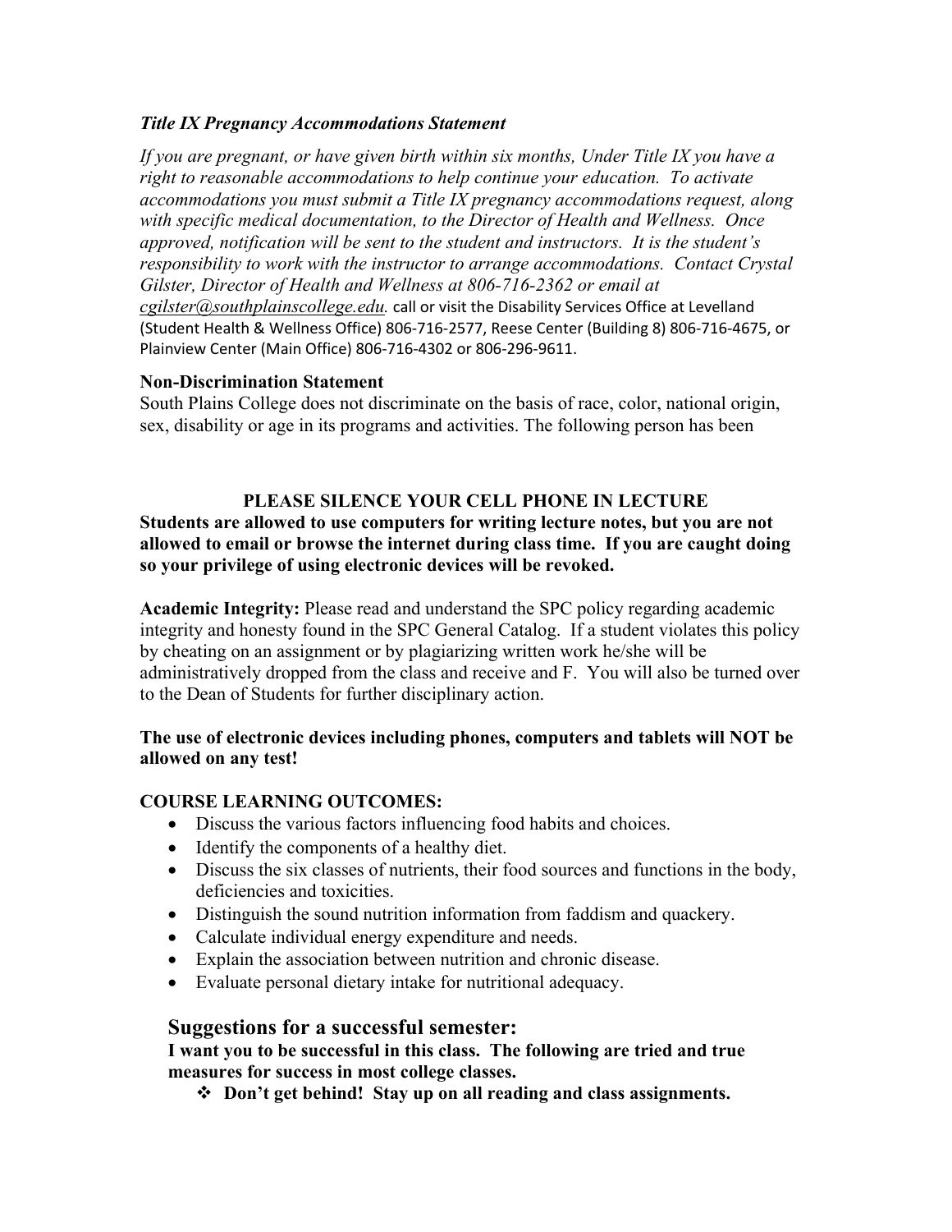***Title IX Pregnancy Accommodations Statement***

*If you are pregnant, or have given birth within six months, Under Title IX you have a right to reasonable accommodations to help continue your education. To activate accommodations you must submit a Title IX pregnancy accommodations request, along with specific medical documentation, to the Director of Health and Wellness. Once approved, notification will be sent to the student and instructors. It is the student's responsibility to work with the instructor to arrange accommodations. Contact Crystal Gilster, Director of Health and Wellness at 806-716-2362 or email at cgilster@southplainscollege.edu.* call or visit the Disability Services Office at Levelland (Student Health & Wellness Office) 806-716-2577, Reese Center (Building 8) 806-716-4675, or Plainview Center (Main Office) 806-716-4302 or 806-296-9611.

**Non-Discrimination Statement**

South Plains College does not discriminate on the basis of race, color, national origin, sex, disability or age in its programs and activities. The following person has been

**PLEASE SILENCE YOUR CELL PHONE IN LECTURE**

**Students are allowed to use computers for writing lecture notes, but you are not allowed to email or browse the internet during class time. If you are caught doing so your privilege of using electronic devices will be revoked.**

**Academic Integrity:** Please read and understand the SPC policy regarding academic integrity and honesty found in the SPC General Catalog. If a student violates this policy by cheating on an assignment or by plagiarizing written work he/she will be administratively dropped from the class and receive and F. You will also be turned over to the Dean of Students for further disciplinary action.

**The use of electronic devices including phones, computers and tablets will NOT be allowed on any test!**

**COURSE LEARNING OUTCOMES:**

- Discuss the various factors influencing food habits and choices.
- Identify the components of a healthy diet.
- Discuss the six classes of nutrients, their food sources and functions in the body, deficiencies and toxicities.
- Distinguish the sound nutrition information from faddism and quackery.
- Calculate individual energy expenditure and needs.
- Explain the association between nutrition and chronic disease.
- Evaluate personal dietary intake for nutritional adequacy.

## Suggestions for a successful semester:

**I want you to be successful in this class. The following are tried and true measures for success in most college classes.**

- **Don't get behind! Stay up on all reading and class assignments.**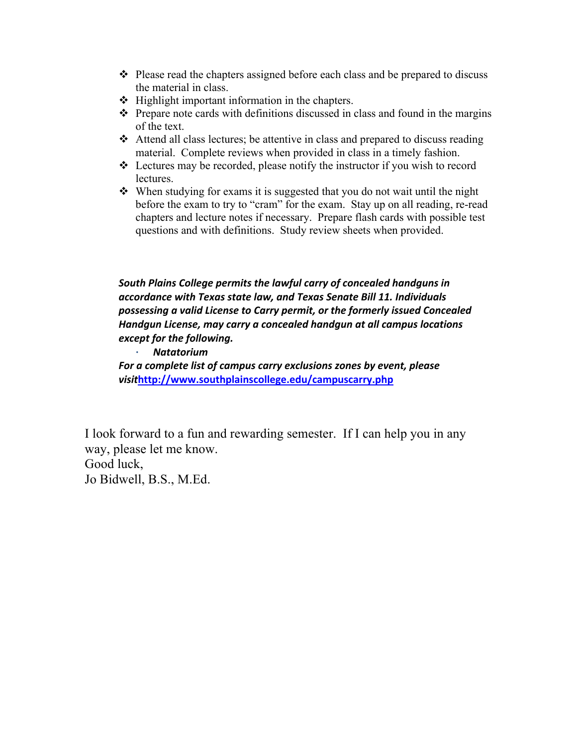- Please read the chapters assigned before each class and be prepared to discuss the material in class.
- Highlight important information in the chapters.
- Prepare note cards with definitions discussed in class and found in the margins of the text.
- Attend all class lectures; be attentive in class and prepared to discuss reading material. Complete reviews when provided in class in a timely fashion.
- Lectures may be recorded, please notify the instructor if you wish to record lectures.
- When studying for exams it is suggested that you do not wait until the night before the exam to try to "cram" for the exam. Stay up on all reading, re-read chapters and lecture notes if necessary. Prepare flash cards with possible test questions and with definitions. Study review sheets when provided.

***South Plains College permits the lawful carry of concealed handguns in accordance with Texas state law, and Texas Senate Bill 11. Individuals possessing a valid License to Carry permit, or the formerly issued Concealed Handgun License, may carry a concealed handgun at all campus locations except for the following.***

- ***Natatorium***

***For a complete list of campus carry exclusions zones by event, please visit***[http://www.southplainscollege.edu/campuscarry.php](http://www.southplainscollege.edu/campuscarry.php)

I look forward to a fun and rewarding semester. If I can help you in any way, please let me know.
Good luck,
Jo Bidwell, B.S., M.Ed.